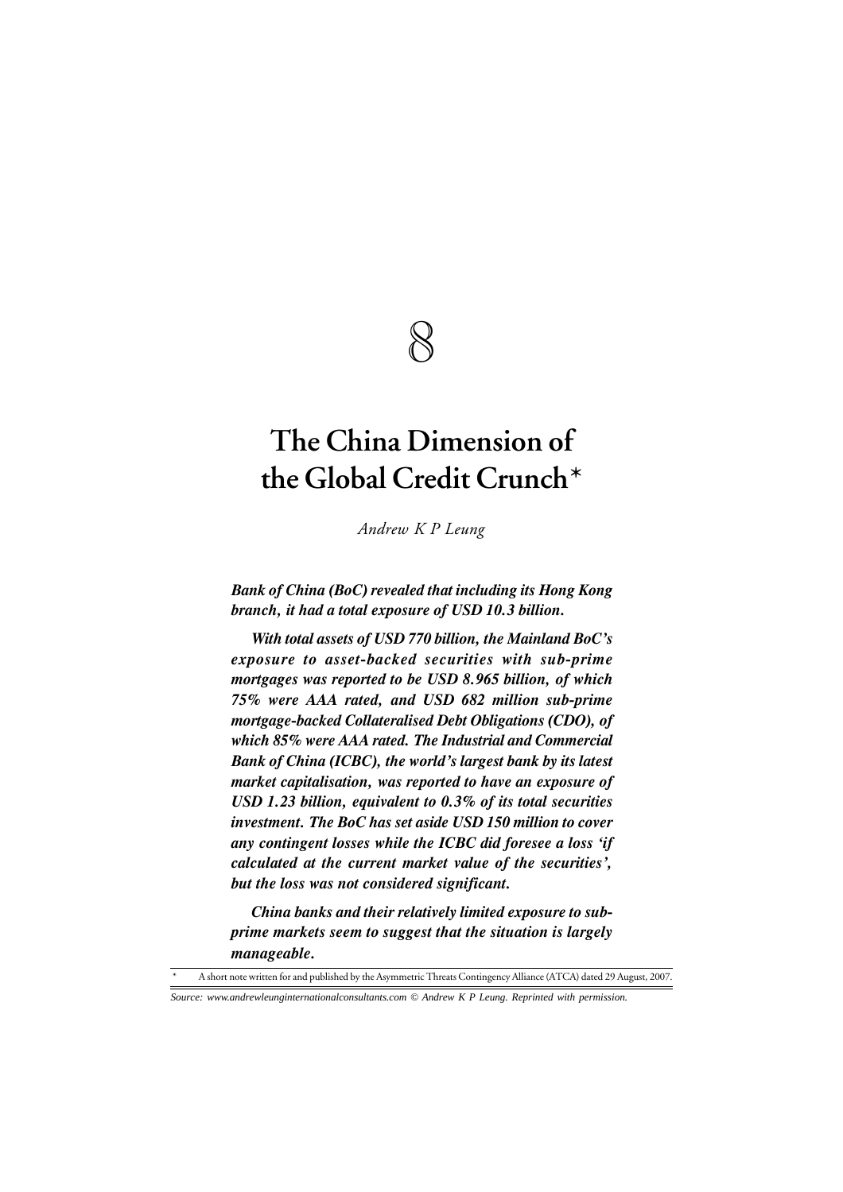# 8

# The China Dimension of the Global Credit Crunch*

*Andrew K P Leung*

***Bank of China (BoC) revealed that including its Hong Kong branch, it had a total exposure of USD 10.3 billion.***

***With total assets of USD 770 billion, the Mainland BoC's exposure to asset-backed securities with sub-prime mortgages was reported to be USD 8.965 billion, of which 75% were AAA rated, and USD 682 million sub-prime mortgage-backed Collateralised Debt Obligations (CDO), of which 85% were AAA rated. The Industrial and Commercial Bank of China (ICBC), the world's largest bank by its latest market capitalisation, was reported to have an exposure of USD 1.23 billion, equivalent to 0.3% of its total securities investment. The BoC has set aside USD 150 million to cover any contingent losses while the ICBC did foresee a loss 'if calculated at the current market value of the securities', but the loss was not considered significant.***

***China banks and their relatively limited exposure to sub-prime markets seem to suggest that the situation is largely manageable.***

---

\* A short note written for and published by the Asymmetric Threats Contingency Alliance (ATCA) dated 29 August, 2007.

*Source: www.andrewleunginternationalconsultants.com © Andrew K P Leung. Reprinted with permission.*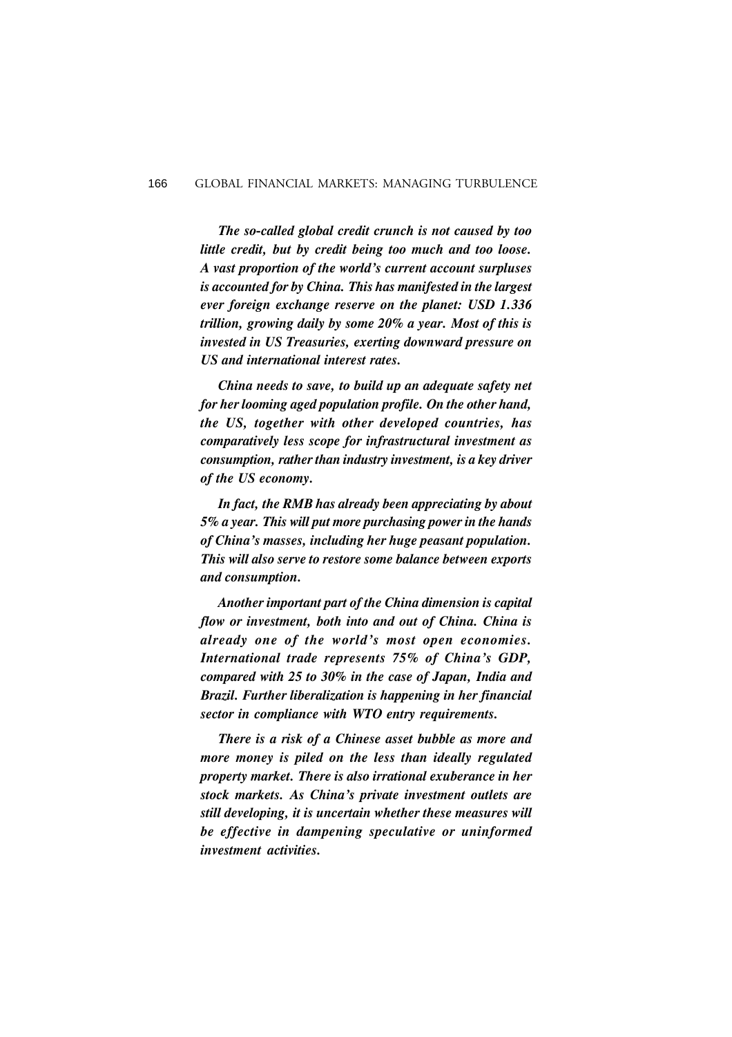*The so-called global credit crunch is not caused by too little credit, but by credit being too much and too loose. A vast proportion of the world's current account surpluses is accounted for by China. This has manifested in the largest ever foreign exchange reserve on the planet: USD 1.336 trillion, growing daily by some 20% a year. Most of this is invested in US Treasuries, exerting downward pressure on US and international interest rates.*

*China needs to save, to build up an adequate safety net for her looming aged population profile. On the other hand, the US, together with other developed countries, has comparatively less scope for infrastructural investment as consumption, rather than industry investment, is a key driver of the US economy.*

*In fact, the RMB has already been appreciating by about 5% a year. This will put more purchasing power in the hands of China's masses, including her huge peasant population. This will also serve to restore some balance between exports and consumption.*

*Another important part of the China dimension is capital flow or investment, both into and out of China. China is already one of the world's most open economies. International trade represents 75% of China's GDP, compared with 25 to 30% in the case of Japan, India and Brazil. Further liberalization is happening in her financial sector in compliance with WTO entry requirements.*

*There is a risk of a Chinese asset bubble as more and more money is piled on the less than ideally regulated property market. There is also irrational exuberance in her stock markets. As China's private investment outlets are still developing, it is uncertain whether these measures will be effective in dampening speculative or uninformed investment activities.*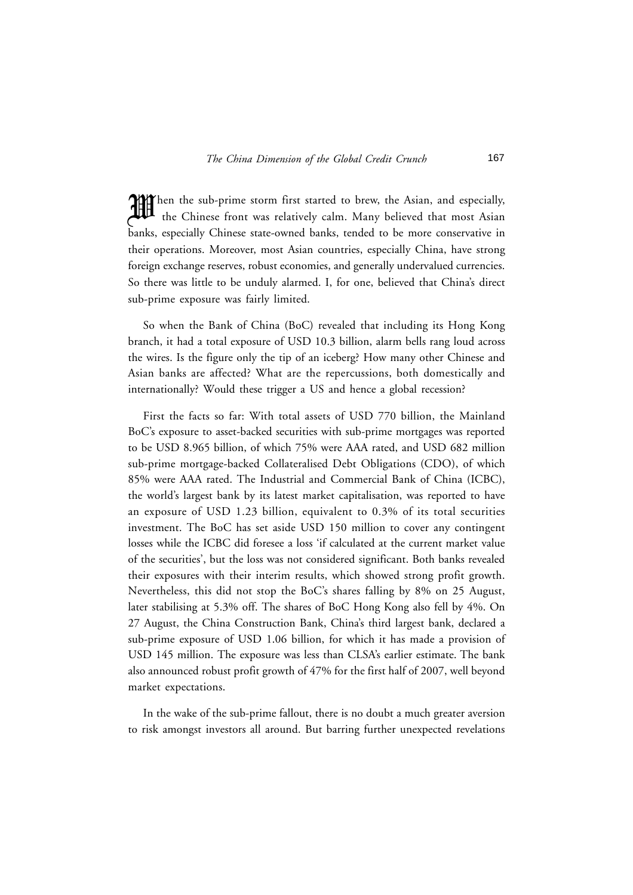When the sub-prime storm first started to brew, the Asian, and especially, the Chinese front was relatively calm. Many believed that most Asian banks, especially Chinese state-owned banks, tended to be more conservative in their operations. Moreover, most Asian countries, especially China, have strong foreign exchange reserves, robust economies, and generally undervalued currencies. So there was little to be unduly alarmed. I, for one, believed that China's direct sub-prime exposure was fairly limited.

So when the Bank of China (BoC) revealed that including its Hong Kong branch, it had a total exposure of USD 10.3 billion, alarm bells rang loud across the wires. Is the figure only the tip of an iceberg? How many other Chinese and Asian banks are affected? What are the repercussions, both domestically and internationally? Would these trigger a US and hence a global recession?

First the facts so far: With total assets of USD 770 billion, the Mainland BoC's exposure to asset-backed securities with sub-prime mortgages was reported to be USD 8.965 billion, of which 75% were AAA rated, and USD 682 million sub-prime mortgage-backed Collateralised Debt Obligations (CDO), of which 85% were AAA rated. The Industrial and Commercial Bank of China (ICBC), the world's largest bank by its latest market capitalisation, was reported to have an exposure of USD 1.23 billion, equivalent to 0.3% of its total securities investment. The BoC has set aside USD 150 million to cover any contingent losses while the ICBC did foresee a loss 'if calculated at the current market value of the securities', but the loss was not considered significant. Both banks revealed their exposures with their interim results, which showed strong profit growth. Nevertheless, this did not stop the BoC's shares falling by 8% on 25 August, later stabilising at 5.3% off. The shares of BoC Hong Kong also fell by 4%. On 27 August, the China Construction Bank, China's third largest bank, declared a sub-prime exposure of USD 1.06 billion, for which it has made a provision of USD 145 million. The exposure was less than CLSA's earlier estimate. The bank also announced robust profit growth of 47% for the first half of 2007, well beyond market expectations.

In the wake of the sub-prime fallout, there is no doubt a much greater aversion to risk amongst investors all around. But barring further unexpected revelations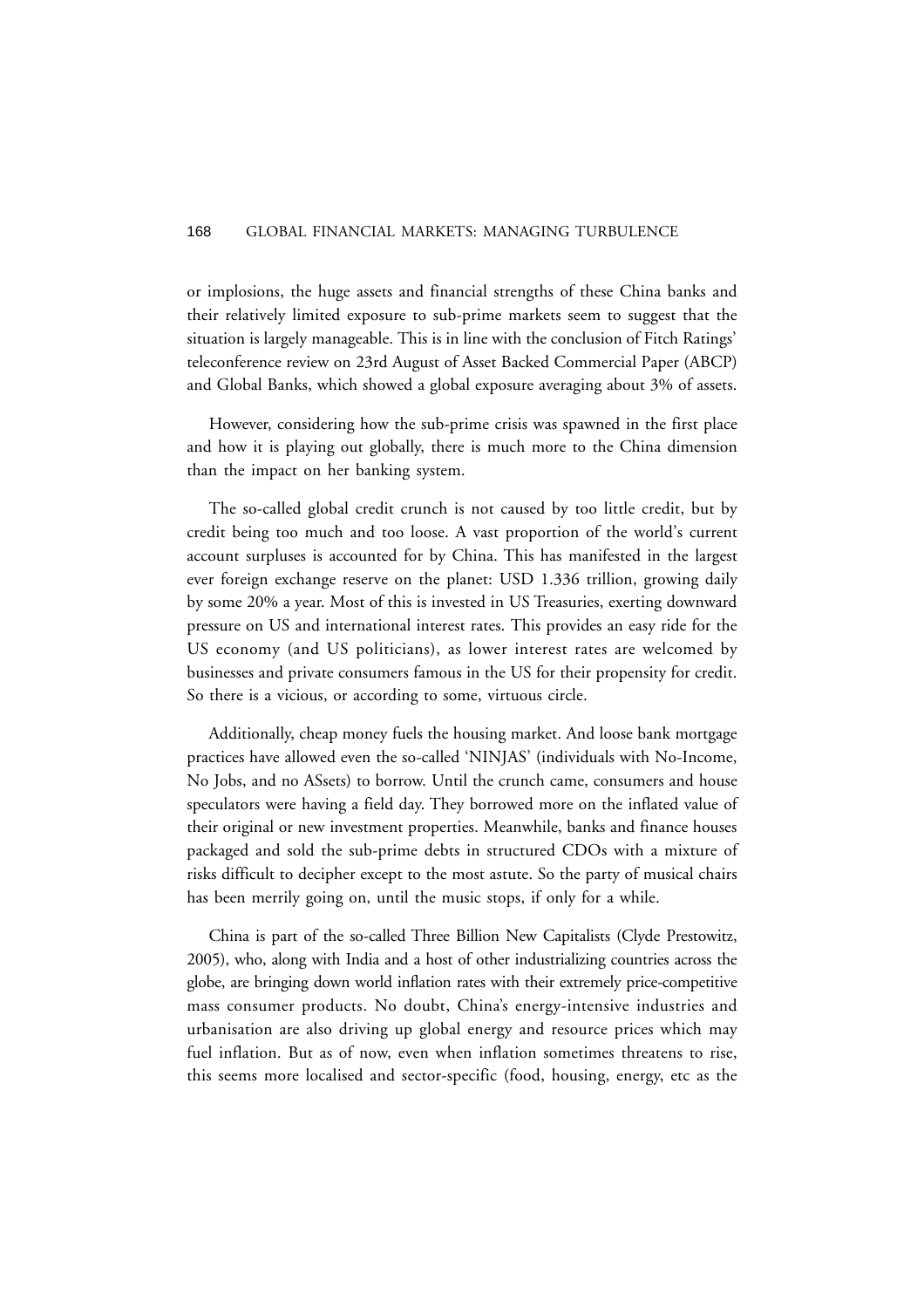or implosions, the huge assets and financial strengths of these China banks and their relatively limited exposure to sub-prime markets seem to suggest that the situation is largely manageable. This is in line with the conclusion of Fitch Ratings' teleconference review on 23rd August of Asset Backed Commercial Paper (ABCP) and Global Banks, which showed a global exposure averaging about 3% of assets.

However, considering how the sub-prime crisis was spawned in the first place and how it is playing out globally, there is much more to the China dimension than the impact on her banking system.

The so-called global credit crunch is not caused by too little credit, but by credit being too much and too loose. A vast proportion of the world's current account surpluses is accounted for by China. This has manifested in the largest ever foreign exchange reserve on the planet: USD 1.336 trillion, growing daily by some 20% a year. Most of this is invested in US Treasuries, exerting downward pressure on US and international interest rates. This provides an easy ride for the US economy (and US politicians), as lower interest rates are welcomed by businesses and private consumers famous in the US for their propensity for credit. So there is a vicious, or according to some, virtuous circle.

Additionally, cheap money fuels the housing market. And loose bank mortgage practices have allowed even the so-called 'NINJAS' (individuals with No-Income, No Jobs, and no ASsets) to borrow. Until the crunch came, consumers and house speculators were having a field day. They borrowed more on the inflated value of their original or new investment properties. Meanwhile, banks and finance houses packaged and sold the sub-prime debts in structured CDOs with a mixture of risks difficult to decipher except to the most astute. So the party of musical chairs has been merrily going on, until the music stops, if only for a while.

China is part of the so-called Three Billion New Capitalists (Clyde Prestowitz, 2005), who, along with India and a host of other industrializing countries across the globe, are bringing down world inflation rates with their extremely price-competitive mass consumer products. No doubt, China's energy-intensive industries and urbanisation are also driving up global energy and resource prices which may fuel inflation. But as of now, even when inflation sometimes threatens to rise, this seems more localised and sector-specific (food, housing, energy, etc as the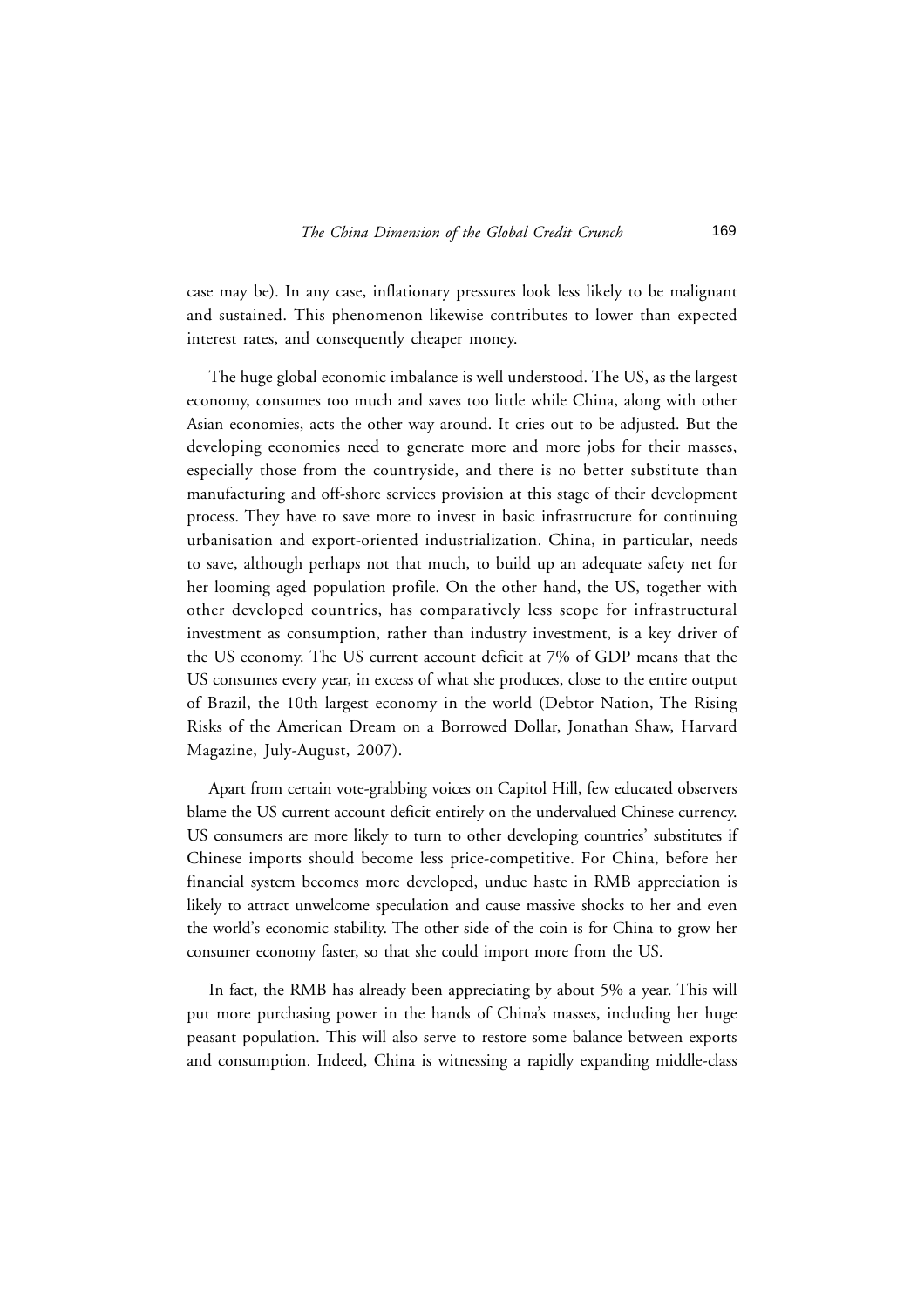case may be). In any case, inflationary pressures look less likely to be malignant and sustained. This phenomenon likewise contributes to lower than expected interest rates, and consequently cheaper money.

The huge global economic imbalance is well understood. The US, as the largest economy, consumes too much and saves too little while China, along with other Asian economies, acts the other way around. It cries out to be adjusted. But the developing economies need to generate more and more jobs for their masses, especially those from the countryside, and there is no better substitute than manufacturing and off-shore services provision at this stage of their development process. They have to save more to invest in basic infrastructure for continuing urbanisation and export-oriented industrialization. China, in particular, needs to save, although perhaps not that much, to build up an adequate safety net for her looming aged population profile. On the other hand, the US, together with other developed countries, has comparatively less scope for infrastructural investment as consumption, rather than industry investment, is a key driver of the US economy. The US current account deficit at 7% of GDP means that the US consumes every year, in excess of what she produces, close to the entire output of Brazil, the 10th largest economy in the world (Debtor Nation, The Rising Risks of the American Dream on a Borrowed Dollar, Jonathan Shaw, Harvard Magazine, July-August, 2007).

Apart from certain vote-grabbing voices on Capitol Hill, few educated observers blame the US current account deficit entirely on the undervalued Chinese currency. US consumers are more likely to turn to other developing countries' substitutes if Chinese imports should become less price-competitive. For China, before her financial system becomes more developed, undue haste in RMB appreciation is likely to attract unwelcome speculation and cause massive shocks to her and even the world's economic stability. The other side of the coin is for China to grow her consumer economy faster, so that she could import more from the US.

In fact, the RMB has already been appreciating by about 5% a year. This will put more purchasing power in the hands of China's masses, including her huge peasant population. This will also serve to restore some balance between exports and consumption. Indeed, China is witnessing a rapidly expanding middle-class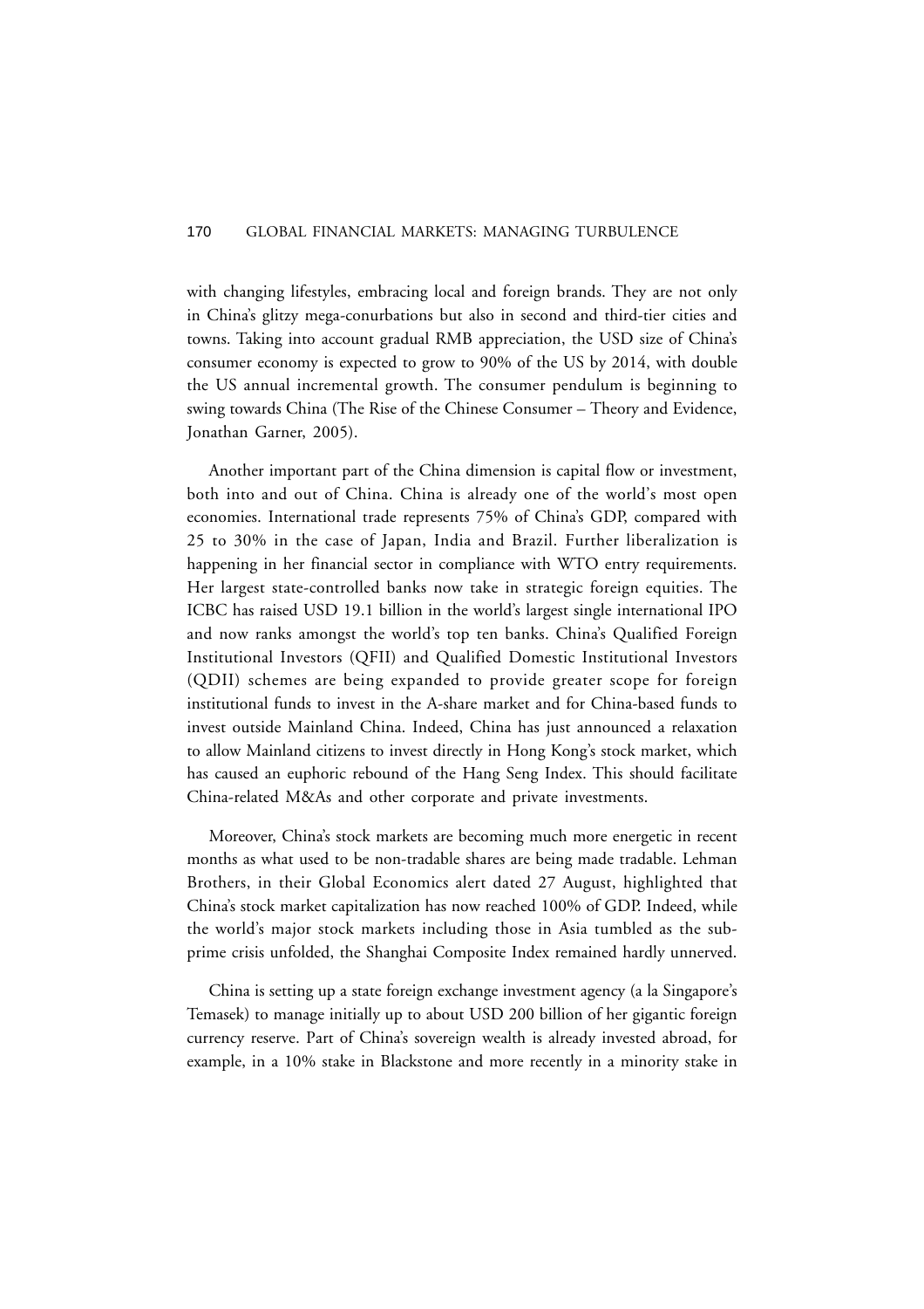with changing lifestyles, embracing local and foreign brands. They are not only in China's glitzy mega-conurbations but also in second and third-tier cities and towns. Taking into account gradual RMB appreciation, the USD size of China's consumer economy is expected to grow to 90% of the US by 2014, with double the US annual incremental growth. The consumer pendulum is beginning to swing towards China (The Rise of the Chinese Consumer – Theory and Evidence, Jonathan Garner, 2005).

Another important part of the China dimension is capital flow or investment, both into and out of China. China is already one of the world's most open economies. International trade represents 75% of China's GDP, compared with 25 to 30% in the case of Japan, India and Brazil. Further liberalization is happening in her financial sector in compliance with WTO entry requirements. Her largest state-controlled banks now take in strategic foreign equities. The ICBC has raised USD 19.1 billion in the world's largest single international IPO and now ranks amongst the world's top ten banks. China's Qualified Foreign Institutional Investors (QFII) and Qualified Domestic Institutional Investors (QDII) schemes are being expanded to provide greater scope for foreign institutional funds to invest in the A-share market and for China-based funds to invest outside Mainland China. Indeed, China has just announced a relaxation to allow Mainland citizens to invest directly in Hong Kong's stock market, which has caused an euphoric rebound of the Hang Seng Index. This should facilitate China-related M&As and other corporate and private investments.

Moreover, China's stock markets are becoming much more energetic in recent months as what used to be non-tradable shares are being made tradable. Lehman Brothers, in their Global Economics alert dated 27 August, highlighted that China's stock market capitalization has now reached 100% of GDP. Indeed, while the world's major stock markets including those in Asia tumbled as the sub-prime crisis unfolded, the Shanghai Composite Index remained hardly unnerved.

China is setting up a state foreign exchange investment agency (a la Singapore's Temasek) to manage initially up to about USD 200 billion of her gigantic foreign currency reserve. Part of China's sovereign wealth is already invested abroad, for example, in a 10% stake in Blackstone and more recently in a minority stake in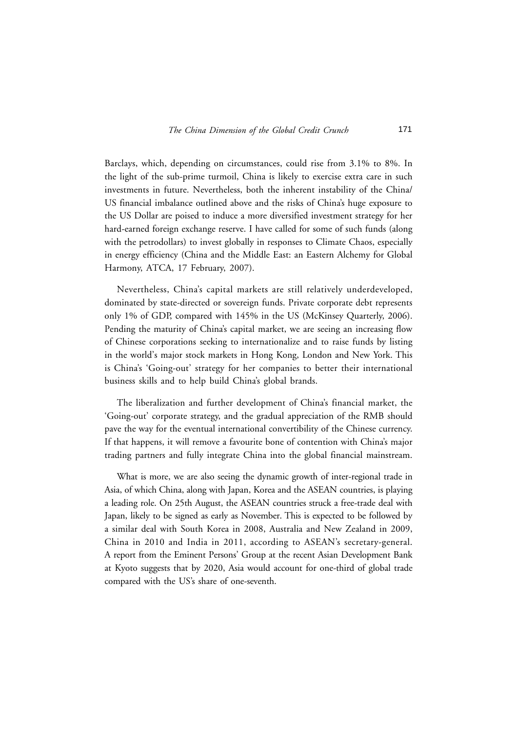Barclays, which, depending on circumstances, could rise from 3.1% to 8%. In the light of the sub-prime turmoil, China is likely to exercise extra care in such investments in future. Nevertheless, both the inherent instability of the China/US financial imbalance outlined above and the risks of China's huge exposure to the US Dollar are poised to induce a more diversified investment strategy for her hard-earned foreign exchange reserve. I have called for some of such funds (along with the petrodollars) to invest globally in responses to Climate Chaos, especially in energy efficiency (China and the Middle East: an Eastern Alchemy for Global Harmony, ATCA, 17 February, 2007).

Nevertheless, China's capital markets are still relatively underdeveloped, dominated by state-directed or sovereign funds. Private corporate debt represents only 1% of GDP, compared with 145% in the US (McKinsey Quarterly, 2006). Pending the maturity of China's capital market, we are seeing an increasing flow of Chinese corporations seeking to internationalize and to raise funds by listing in the world's major stock markets in Hong Kong, London and New York. This is China's 'Going-out' strategy for her companies to better their international business skills and to help build China's global brands.

The liberalization and further development of China's financial market, the 'Going-out' corporate strategy, and the gradual appreciation of the RMB should pave the way for the eventual international convertibility of the Chinese currency. If that happens, it will remove a favourite bone of contention with China's major trading partners and fully integrate China into the global financial mainstream.

What is more, we are also seeing the dynamic growth of inter-regional trade in Asia, of which China, along with Japan, Korea and the ASEAN countries, is playing a leading role. On 25th August, the ASEAN countries struck a free-trade deal with Japan, likely to be signed as early as November. This is expected to be followed by a similar deal with South Korea in 2008, Australia and New Zealand in 2009, China in 2010 and India in 2011, according to ASEAN's secretary-general. A report from the Eminent Persons' Group at the recent Asian Development Bank at Kyoto suggests that by 2020, Asia would account for one-third of global trade compared with the US's share of one-seventh.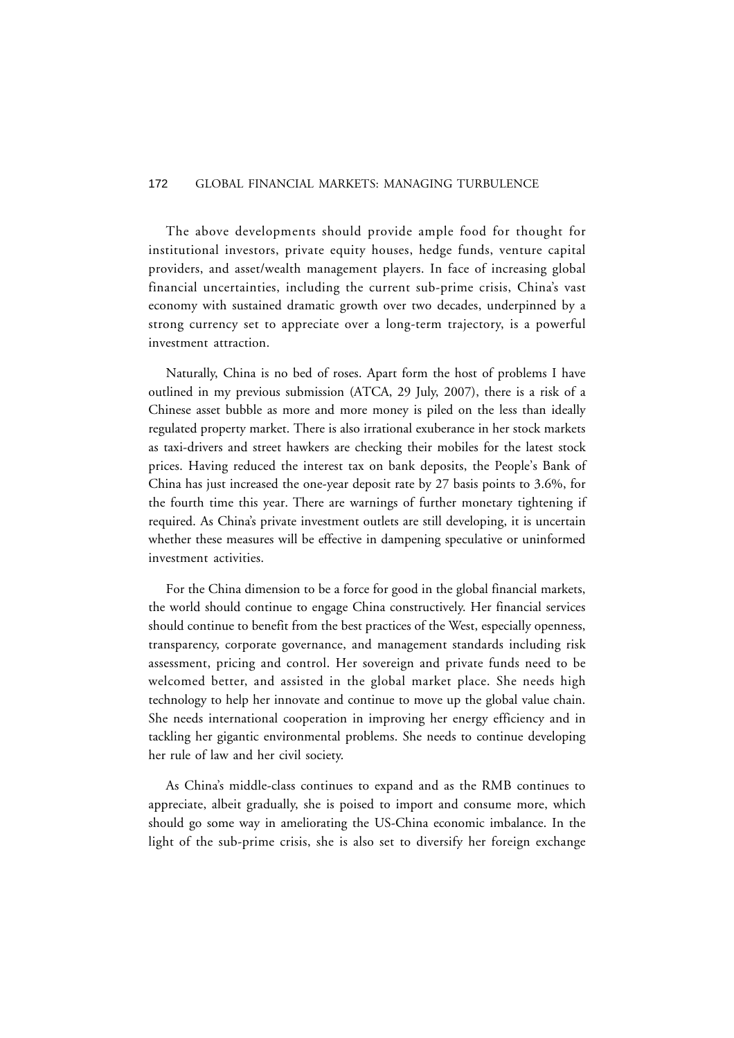The above developments should provide ample food for thought for institutional investors, private equity houses, hedge funds, venture capital providers, and asset/wealth management players. In face of increasing global financial uncertainties, including the current sub-prime crisis, China's vast economy with sustained dramatic growth over two decades, underpinned by a strong currency set to appreciate over a long-term trajectory, is a powerful investment attraction.

Naturally, China is no bed of roses. Apart form the host of problems I have outlined in my previous submission (ATCA, 29 July, 2007), there is a risk of a Chinese asset bubble as more and more money is piled on the less than ideally regulated property market. There is also irrational exuberance in her stock markets as taxi-drivers and street hawkers are checking their mobiles for the latest stock prices. Having reduced the interest tax on bank deposits, the People's Bank of China has just increased the one-year deposit rate by 27 basis points to 3.6%, for the fourth time this year. There are warnings of further monetary tightening if required. As China's private investment outlets are still developing, it is uncertain whether these measures will be effective in dampening speculative or uninformed investment activities.

For the China dimension to be a force for good in the global financial markets, the world should continue to engage China constructively. Her financial services should continue to benefit from the best practices of the West, especially openness, transparency, corporate governance, and management standards including risk assessment, pricing and control. Her sovereign and private funds need to be welcomed better, and assisted in the global market place. She needs high technology to help her innovate and continue to move up the global value chain. She needs international cooperation in improving her energy efficiency and in tackling her gigantic environmental problems. She needs to continue developing her rule of law and her civil society.

As China's middle-class continues to expand and as the RMB continues to appreciate, albeit gradually, she is poised to import and consume more, which should go some way in ameliorating the US-China economic imbalance. In the light of the sub-prime crisis, she is also set to diversify her foreign exchange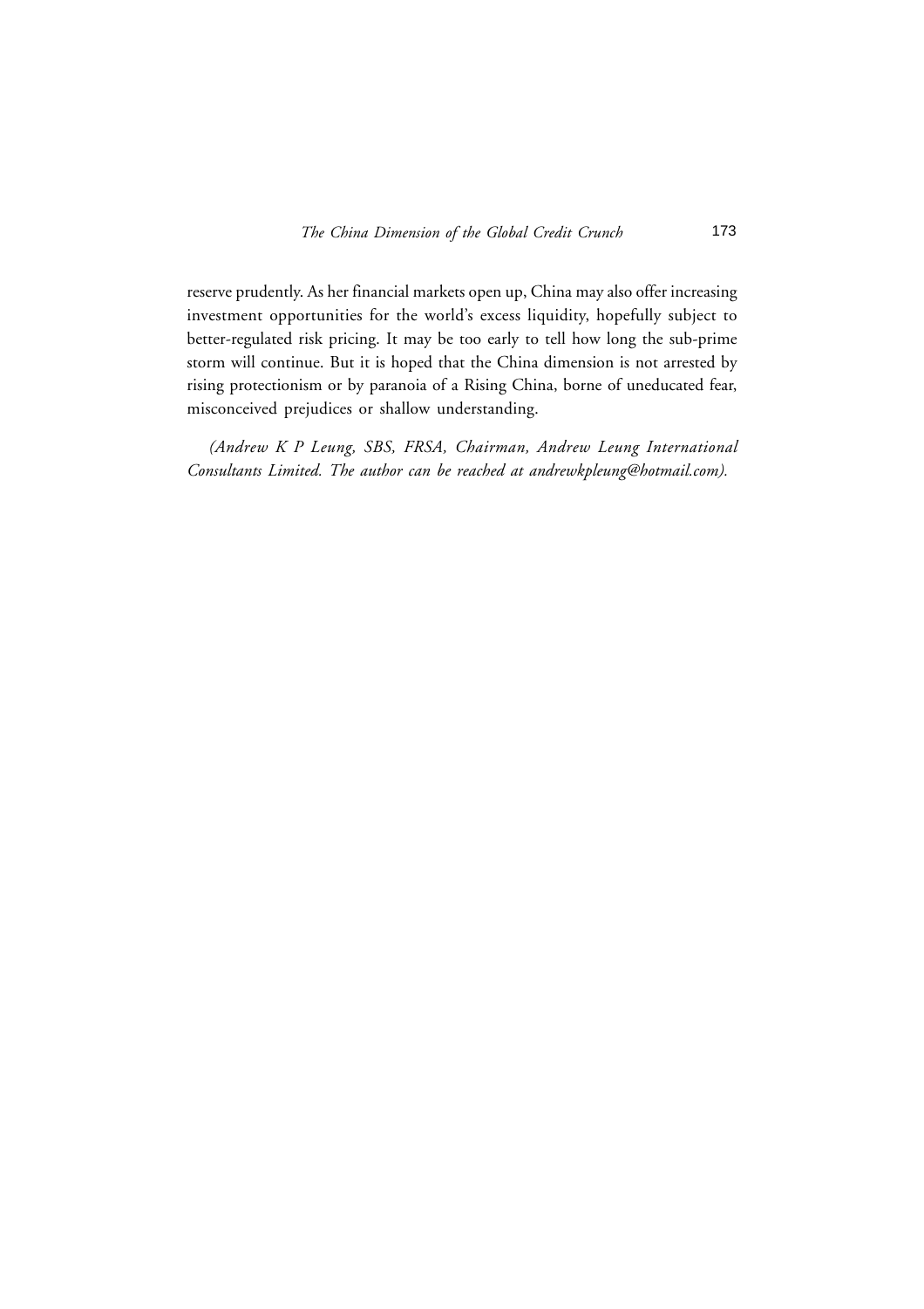reserve prudently. As her financial markets open up, China may also offer increasing investment opportunities for the world's excess liquidity, hopefully subject to better-regulated risk pricing. It may be too early to tell how long the sub-prime storm will continue. But it is hoped that the China dimension is not arrested by rising protectionism or by paranoia of a Rising China, borne of uneducated fear, misconceived prejudices or shallow understanding.

*(Andrew K P Leung, SBS, FRSA, Chairman, Andrew Leung International Consultants Limited. The author can be reached at andrewkpleung@hotmail.com).*